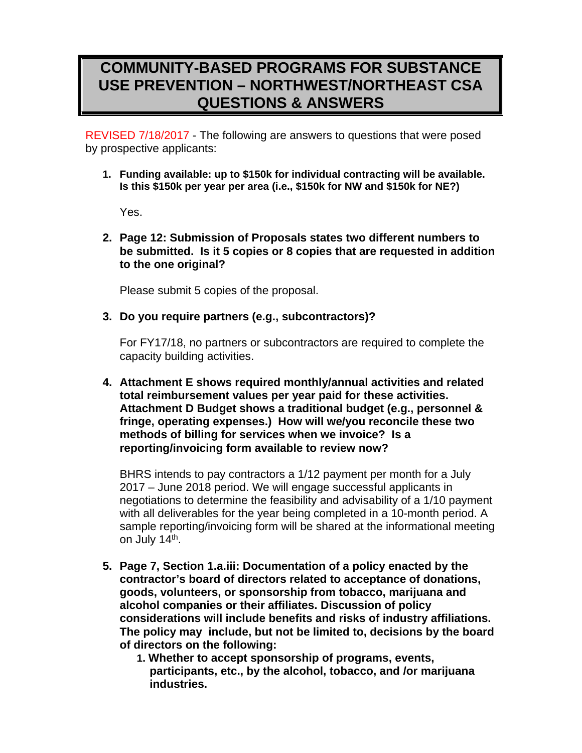# COMMUNITY-BASED PROGRAMS FOR SUBSTANCE USE PREVENTION – NORTHWEST/NORTHEAST CSA QUESTIONS & ANSWERS

REVISED 7/18/2017 - The following are answers to questions that were posed by prospective applicants:

1. **Funding available: up to $150k for individual contracting will be available. Is this $150k per year per area (i.e., $150k for NW and $150k for NE?)**

   Yes.

2. **Page 12: Submission of Proposals states two different numbers to be submitted. Is it 5 copies or 8 copies that are requested in addition to the one original?**

   Please submit 5 copies of the proposal.

3. **Do you require partners (e.g., subcontractors)?**

   For FY17/18, no partners or subcontractors are required to complete the capacity building activities.

4. **Attachment E shows required monthly/annual activities and related total reimbursement values per year paid for these activities. Attachment D Budget shows a traditional budget (e.g., personnel & fringe, operating expenses.) How will we/you reconcile these two methods of billing for services when we invoice? Is a reporting/invoicing form available to review now?**

   BHRS intends to pay contractors a 1/12 payment per month for a July 2017 – June 2018 period. We will engage successful applicants in negotiations to determine the feasibility and advisability of a 1/10 payment with all deliverables for the year being completed in a 10-month period. A sample reporting/invoicing form will be shared at the informational meeting on July 14th.

5. **Page 7, Section 1.a.iii: Documentation of a policy enacted by the contractor's board of directors related to acceptance of donations, goods, volunteers, or sponsorship from tobacco, marijuana and alcohol companies or their affiliates. Discussion of policy considerations will include benefits and risks of industry affiliations. The policy may include, but not be limited to, decisions by the board of directors on the following:**
   1. **Whether to accept sponsorship of programs, events, participants, etc., by the alcohol, tobacco, and /or marijuana industries.**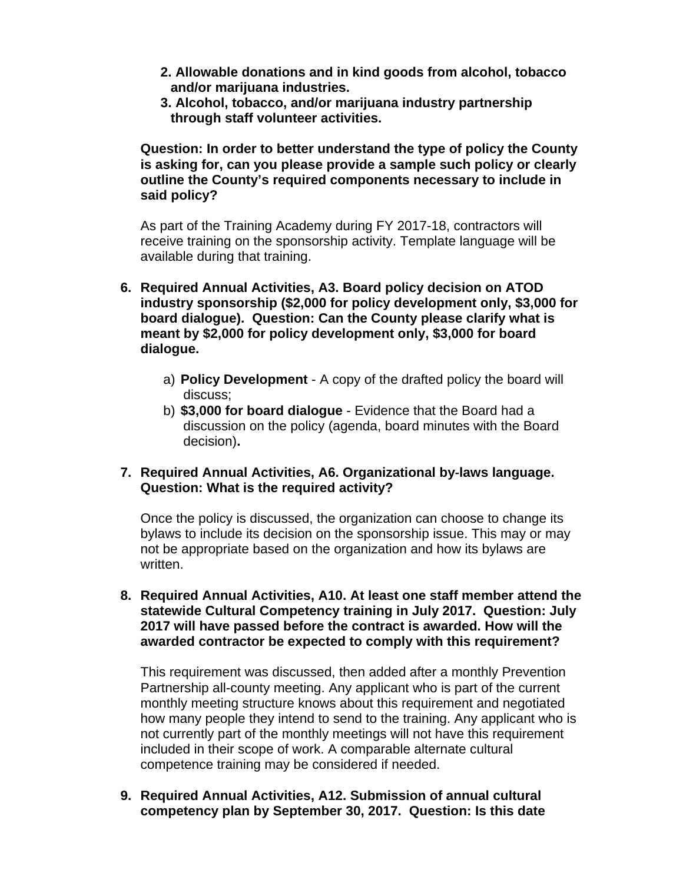2. **Allowable donations and in kind goods from alcohol, tobacco and/or marijuana industries.**
3. **Alcohol, tobacco, and/or marijuana industry partnership through staff volunteer activities.**

**Question: In order to better understand the type of policy the County is asking for, can you please provide a sample such policy or clearly outline the County's required components necessary to include in said policy?**

As part of the Training Academy during FY 2017-18, contractors will receive training on the sponsorship activity. Template language will be available during that training.

6. **Required Annual Activities, A3. Board policy decision on ATOD industry sponsorship ($2,000 for policy development only, $3,000 for board dialogue). Question: Can the County please clarify what is meant by $2,000 for policy development only, $3,000 for board dialogue.**

   a) **Policy Development** - A copy of the drafted policy the board will discuss;
   b) **$3,000 for board dialogue** - Evidence that the Board had a discussion on the policy (agenda, board minutes with the Board decision)**.**

7. **Required Annual Activities, A6. Organizational by-laws language. Question: What is the required activity?**

   Once the policy is discussed, the organization can choose to change its bylaws to include its decision on the sponsorship issue. This may or may not be appropriate based on the organization and how its bylaws are written.

8. **Required Annual Activities, A10. At least one staff member attend the statewide Cultural Competency training in July 2017. Question: July 2017 will have passed before the contract is awarded. How will the awarded contractor be expected to comply with this requirement?**

   This requirement was discussed, then added after a monthly Prevention Partnership all-county meeting. Any applicant who is part of the current monthly meeting structure knows about this requirement and negotiated how many people they intend to send to the training. Any applicant who is not currently part of the monthly meetings will not have this requirement included in their scope of work. A comparable alternate cultural competence training may be considered if needed.

9. **Required Annual Activities, A12. Submission of annual cultural competency plan by September 30, 2017. Question: Is this date**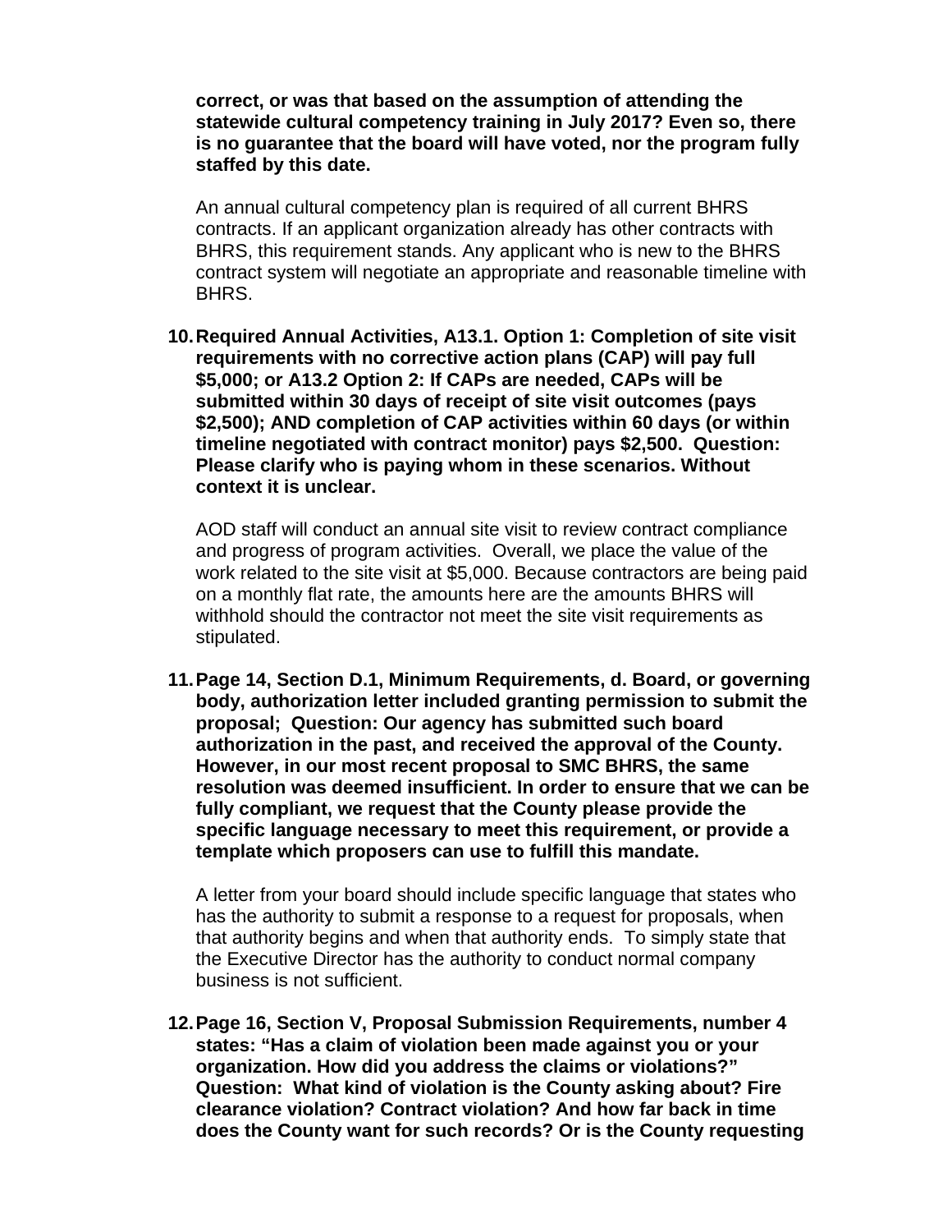**correct, or was that based on the assumption of attending the statewide cultural competency training in July 2017? Even so, there is no guarantee that the board will have voted, nor the program fully staffed by this date.**

An annual cultural competency plan is required of all current BHRS contracts. If an applicant organization already has other contracts with BHRS, this requirement stands. Any applicant who is new to the BHRS contract system will negotiate an appropriate and reasonable timeline with BHRS.

10. **Required Annual Activities, A13.1. Option 1: Completion of site visit requirements with no corrective action plans (CAP) will pay full $5,000; or A13.2 Option 2: If CAPs are needed, CAPs will be submitted within 30 days of receipt of site visit outcomes (pays $2,500); AND completion of CAP activities within 60 days (or within timeline negotiated with contract monitor) pays $2,500. Question: Please clarify who is paying whom in these scenarios. Without context it is unclear.**

    AOD staff will conduct an annual site visit to review contract compliance and progress of program activities. Overall, we place the value of the work related to the site visit at $5,000. Because contractors are being paid on a monthly flat rate, the amounts here are the amounts BHRS will withhold should the contractor not meet the site visit requirements as stipulated.

11. **Page 14, Section D.1, Minimum Requirements, d. Board, or governing body, authorization letter included granting permission to submit the proposal; Question: Our agency has submitted such board authorization in the past, and received the approval of the County. However, in our most recent proposal to SMC BHRS, the same resolution was deemed insufficient. In order to ensure that we can be fully compliant, we request that the County please provide the specific language necessary to meet this requirement, or provide a template which proposers can use to fulfill this mandate.**

    A letter from your board should include specific language that states who has the authority to submit a response to a request for proposals, when that authority begins and when that authority ends. To simply state that the Executive Director has the authority to conduct normal company business is not sufficient.

12. **Page 16, Section V, Proposal Submission Requirements, number 4 states: "Has a claim of violation been made against you or your organization. How did you address the claims or violations?" Question: What kind of violation is the County asking about? Fire clearance violation? Contract violation? And how far back in time does the County want for such records? Or is the County requesting**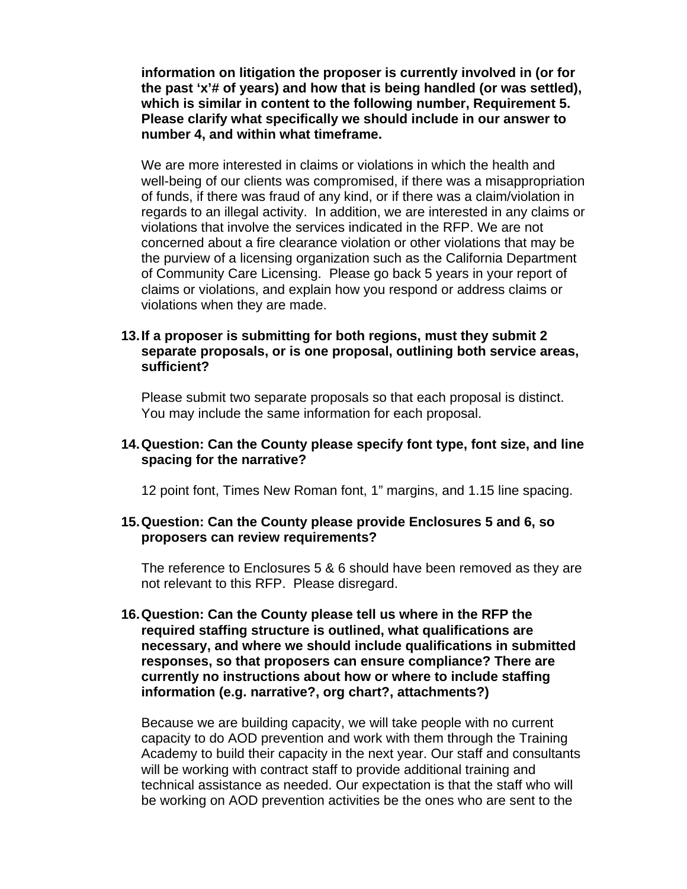**information on litigation the proposer is currently involved in (or for the past 'x'# of years) and how that is being handled (or was settled), which is similar in content to the following number, Requirement 5. Please clarify what specifically we should include in our answer to number 4, and within what timeframe.**

We are more interested in claims or violations in which the health and well-being of our clients was compromised, if there was a misappropriation of funds, if there was fraud of any kind, or if there was a claim/violation in regards to an illegal activity. In addition, we are interested in any claims or violations that involve the services indicated in the RFP. We are not concerned about a fire clearance violation or other violations that may be the purview of a licensing organization such as the California Department of Community Care Licensing. Please go back 5 years in your report of claims or violations, and explain how you respond or address claims or violations when they are made.

13. **If a proposer is submitting for both regions, must they submit 2 separate proposals, or is one proposal, outlining both service areas, sufficient?**

    Please submit two separate proposals so that each proposal is distinct. You may include the same information for each proposal.

14. **Question: Can the County please specify font type, font size, and line spacing for the narrative?**

    12 point font, Times New Roman font, 1" margins, and 1.15 line spacing.

15. **Question: Can the County please provide Enclosures 5 and 6, so proposers can review requirements?**

    The reference to Enclosures 5 & 6 should have been removed as they are not relevant to this RFP. Please disregard.

16. **Question: Can the County please tell us where in the RFP the required staffing structure is outlined, what qualifications are necessary, and where we should include qualifications in submitted responses, so that proposers can ensure compliance? There are currently no instructions about how or where to include staffing information (e.g. narrative?, org chart?, attachments?)**

    Because we are building capacity, we will take people with no current capacity to do AOD prevention and work with them through the Training Academy to build their capacity in the next year. Our staff and consultants will be working with contract staff to provide additional training and technical assistance as needed. Our expectation is that the staff who will be working on AOD prevention activities be the ones who are sent to the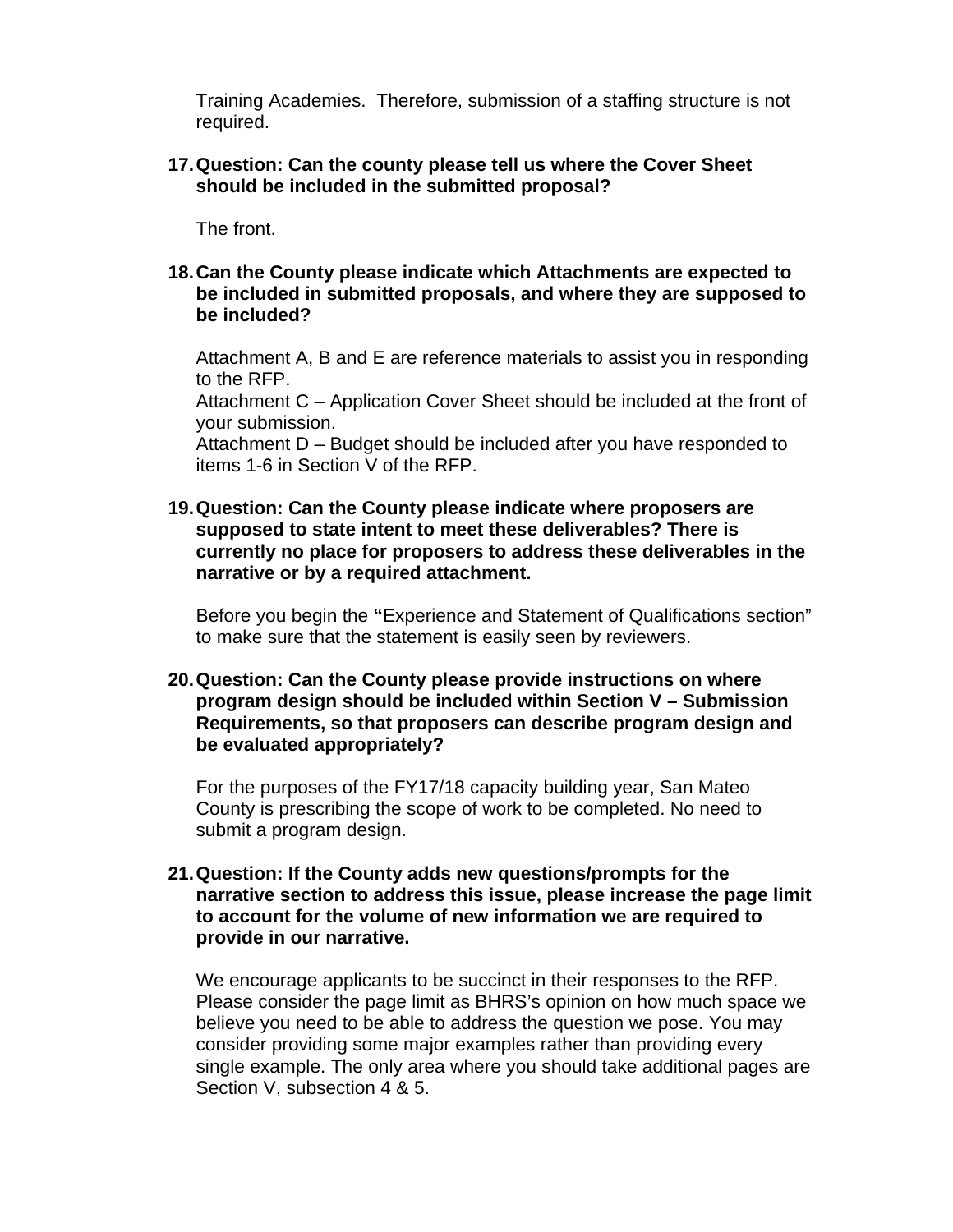Training Academies. Therefore, submission of a staffing structure is not required.

17. **Question: Can the county please tell us where the Cover Sheet should be included in the submitted proposal?**

    The front.

18. **Can the County please indicate which Attachments are expected to be included in submitted proposals, and where they are supposed to be included?**

    Attachment A, B and E are reference materials to assist you in responding to the RFP.
    Attachment C – Application Cover Sheet should be included at the front of your submission.
    Attachment D – Budget should be included after you have responded to items 1-6 in Section V of the RFP.

19. **Question: Can the County please indicate where proposers are supposed to state intent to meet these deliverables? There is currently no place for proposers to address these deliverables in the narrative or by a required attachment.**

    Before you begin the **"**Experience and Statement of Qualifications section" to make sure that the statement is easily seen by reviewers.

20. **Question: Can the County please provide instructions on where program design should be included within Section V – Submission Requirements, so that proposers can describe program design and be evaluated appropriately?**

    For the purposes of the FY17/18 capacity building year, San Mateo County is prescribing the scope of work to be completed. No need to submit a program design.

21. **Question: If the County adds new questions/prompts for the narrative section to address this issue, please increase the page limit to account for the volume of new information we are required to provide in our narrative.**

    We encourage applicants to be succinct in their responses to the RFP. Please consider the page limit as BHRS's opinion on how much space we believe you need to be able to address the question we pose. You may consider providing some major examples rather than providing every single example. The only area where you should take additional pages are Section V, subsection 4 & 5.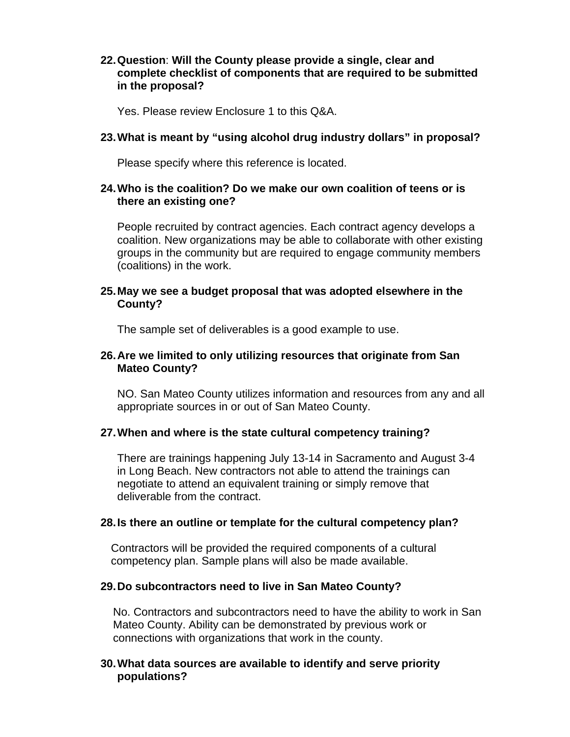22. **Question**: **Will the County please provide a single, clear and complete checklist of components that are required to be submitted in the proposal?**

    Yes. Please review Enclosure 1 to this Q&A.

23. **What is meant by "using alcohol drug industry dollars" in proposal?**

    Please specify where this reference is located.

24. **Who is the coalition? Do we make our own coalition of teens or is there an existing one?**

    People recruited by contract agencies. Each contract agency develops a coalition. New organizations may be able to collaborate with other existing groups in the community but are required to engage community members (coalitions) in the work.

25. **May we see a budget proposal that was adopted elsewhere in the County?**

    The sample set of deliverables is a good example to use.

26. **Are we limited to only utilizing resources that originate from San Mateo County?**

    NO. San Mateo County utilizes information and resources from any and all appropriate sources in or out of San Mateo County.

27. **When and where is the state cultural competency training?**

    There are trainings happening July 13-14 in Sacramento and August 3-4 in Long Beach. New contractors not able to attend the trainings can negotiate to attend an equivalent training or simply remove that deliverable from the contract.

28. **Is there an outline or template for the cultural competency plan?**

    Contractors will be provided the required components of a cultural competency plan. Sample plans will also be made available.

29. **Do subcontractors need to live in San Mateo County?**

    No. Contractors and subcontractors need to have the ability to work in San Mateo County. Ability can be demonstrated by previous work or connections with organizations that work in the county.

30. **What data sources are available to identify and serve priority populations?**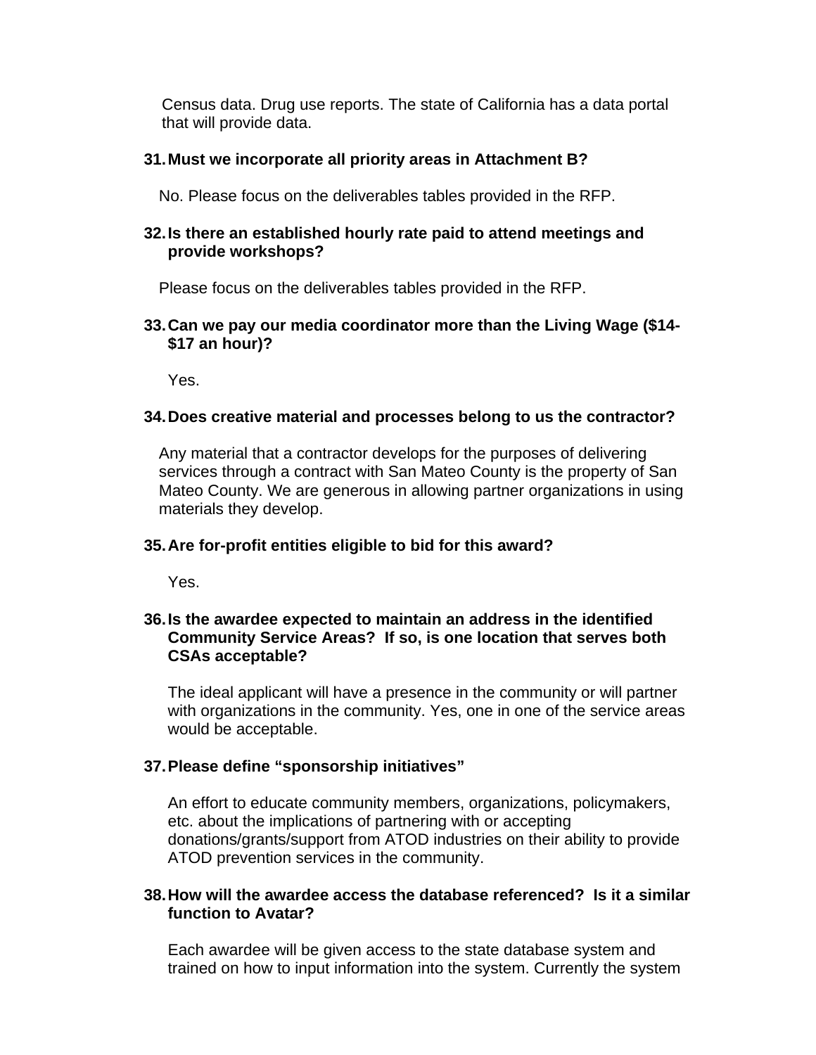Census data. Drug use reports. The state of California has a data portal that will provide data.

31. **Must we incorporate all priority areas in Attachment B?**

    No. Please focus on the deliverables tables provided in the RFP.

32. **Is there an established hourly rate paid to attend meetings and provide workshops?**

    Please focus on the deliverables tables provided in the RFP.

33. **Can we pay our media coordinator more than the Living Wage ($14-$17 an hour)?**

    Yes.

34. **Does creative material and processes belong to us the contractor?**

    Any material that a contractor develops for the purposes of delivering services through a contract with San Mateo County is the property of San Mateo County. We are generous in allowing partner organizations in using materials they develop.

35. **Are for-profit entities eligible to bid for this award?**

    Yes.

36. **Is the awardee expected to maintain an address in the identified Community Service Areas? If so, is one location that serves both CSAs acceptable?**

    The ideal applicant will have a presence in the community or will partner with organizations in the community. Yes, one in one of the service areas would be acceptable.

37. **Please define "sponsorship initiatives"**

    An effort to educate community members, organizations, policymakers, etc. about the implications of partnering with or accepting donations/grants/support from ATOD industries on their ability to provide ATOD prevention services in the community.

38. **How will the awardee access the database referenced? Is it a similar function to Avatar?**

    Each awardee will be given access to the state database system and trained on how to input information into the system. Currently the system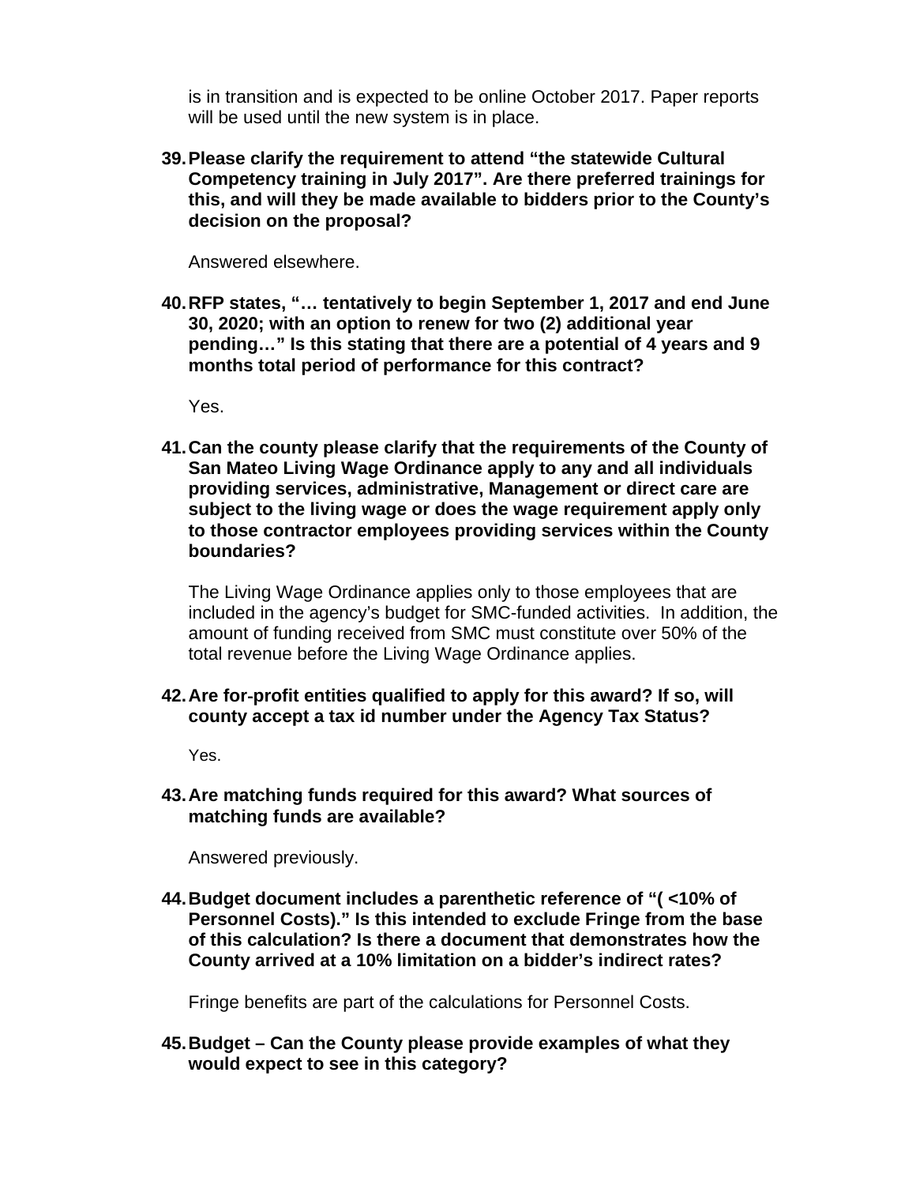is in transition and is expected to be online October 2017. Paper reports will be used until the new system is in place.

39. **Please clarify the requirement to attend "the statewide Cultural Competency training in July 2017". Are there preferred trainings for this, and will they be made available to bidders prior to the County's decision on the proposal?**

    Answered elsewhere.

40. **RFP states, "… tentatively to begin September 1, 2017 and end June 30, 2020; with an option to renew for two (2) additional year pending…" Is this stating that there are a potential of 4 years and 9 months total period of performance for this contract?**

    Yes.

41. **Can the county please clarify that the requirements of the County of San Mateo Living Wage Ordinance apply to any and all individuals providing services, administrative, Management or direct care are subject to the living wage or does the wage requirement apply only to those contractor employees providing services within the County boundaries?**

    The Living Wage Ordinance applies only to those employees that are included in the agency's budget for SMC-funded activities. In addition, the amount of funding received from SMC must constitute over 50% of the total revenue before the Living Wage Ordinance applies.

42. **Are for-profit entities qualified to apply for this award? If so, will county accept a tax id number under the Agency Tax Status?**

    Yes.

43. **Are matching funds required for this award? What sources of matching funds are available?**

    Answered previously.

44. **Budget document includes a parenthetic reference of "( <10% of Personnel Costs)." Is this intended to exclude Fringe from the base of this calculation? Is there a document that demonstrates how the County arrived at a 10% limitation on a bidder's indirect rates?**

    Fringe benefits are part of the calculations for Personnel Costs.

45. **Budget – Can the County please provide examples of what they would expect to see in this category?**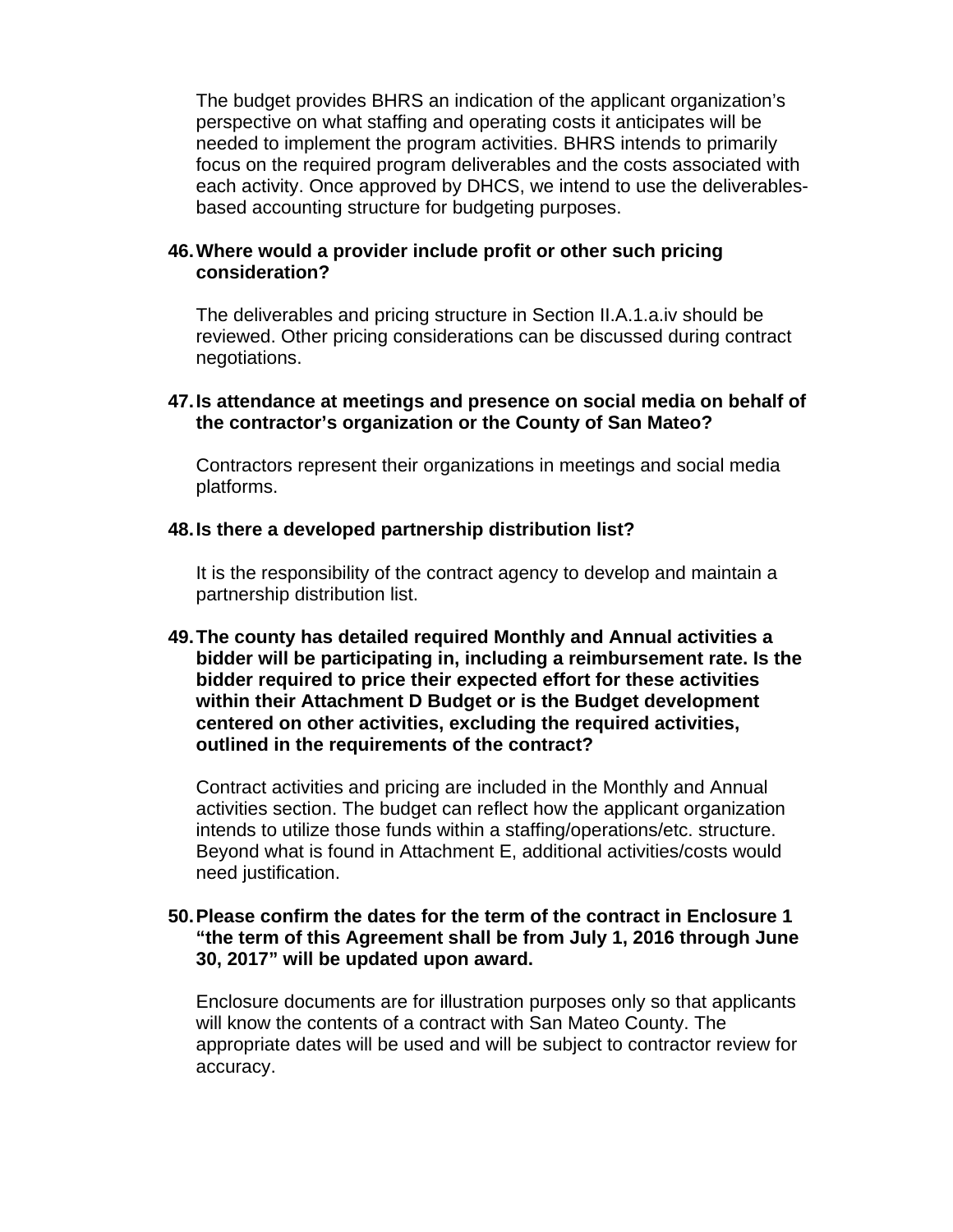The budget provides BHRS an indication of the applicant organization's perspective on what staffing and operating costs it anticipates will be needed to implement the program activities. BHRS intends to primarily focus on the required program deliverables and the costs associated with each activity. Once approved by DHCS, we intend to use the deliverables-based accounting structure for budgeting purposes.

**46. Where would a provider include profit or other such pricing consideration?**

The deliverables and pricing structure in Section II.A.1.a.iv should be reviewed. Other pricing considerations can be discussed during contract negotiations.

**47. Is attendance at meetings and presence on social media on behalf of the contractor's organization or the County of San Mateo?**

Contractors represent their organizations in meetings and social media platforms.

**48. Is there a developed partnership distribution list?**

It is the responsibility of the contract agency to develop and maintain a partnership distribution list.

**49. The county has detailed required Monthly and Annual activities a bidder will be participating in, including a reimbursement rate. Is the bidder required to price their expected effort for these activities within their Attachment D Budget or is the Budget development centered on other activities, excluding the required activities, outlined in the requirements of the contract?**

Contract activities and pricing are included in the Monthly and Annual activities section. The budget can reflect how the applicant organization intends to utilize those funds within a staffing/operations/etc. structure. Beyond what is found in Attachment E, additional activities/costs would need justification.

**50. Please confirm the dates for the term of the contract in Enclosure 1 "the term of this Agreement shall be from July 1, 2016 through June 30, 2017" will be updated upon award.**

Enclosure documents are for illustration purposes only so that applicants will know the contents of a contract with San Mateo County. The appropriate dates will be used and will be subject to contractor review for accuracy.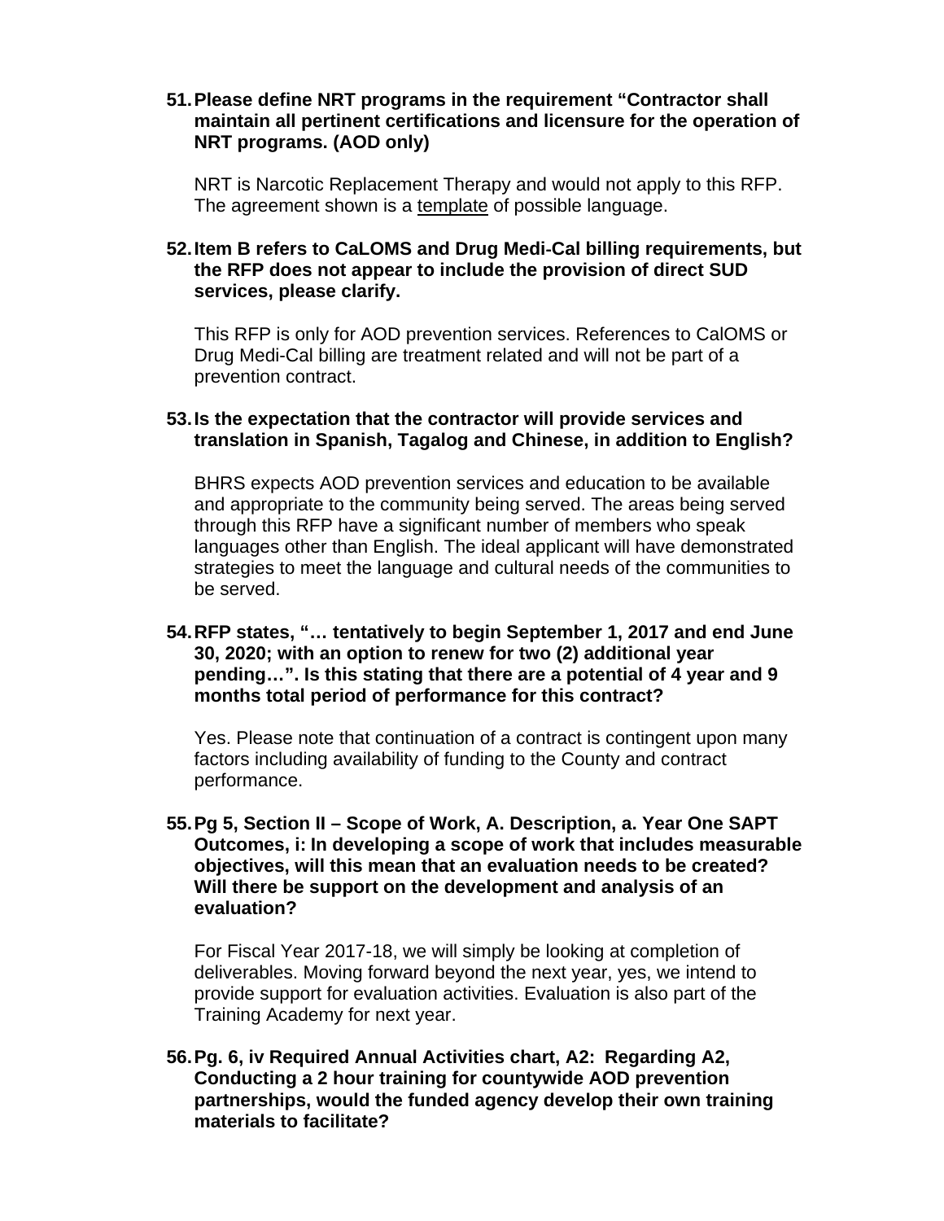51. **Please define NRT programs in the requirement "Contractor shall maintain all pertinent certifications and licensure for the operation of NRT programs. (AOD only)**

    NRT is Narcotic Replacement Therapy and would not apply to this RFP. The agreement shown is a template of possible language.

52. **Item B refers to CaLOMS and Drug Medi-Cal billing requirements, but the RFP does not appear to include the provision of direct SUD services, please clarify.**

    This RFP is only for AOD prevention services. References to CalOMS or Drug Medi-Cal billing are treatment related and will not be part of a prevention contract.

53. **Is the expectation that the contractor will provide services and translation in Spanish, Tagalog and Chinese, in addition to English?**

    BHRS expects AOD prevention services and education to be available and appropriate to the community being served. The areas being served through this RFP have a significant number of members who speak languages other than English. The ideal applicant will have demonstrated strategies to meet the language and cultural needs of the communities to be served.

54. **RFP states, "… tentatively to begin September 1, 2017 and end June 30, 2020; with an option to renew for two (2) additional year pending…". Is this stating that there are a potential of 4 year and 9 months total period of performance for this contract?**

    Yes. Please note that continuation of a contract is contingent upon many factors including availability of funding to the County and contract performance.

55. **Pg 5, Section II – Scope of Work, A. Description, a. Year One SAPT Outcomes, i: In developing a scope of work that includes measurable objectives, will this mean that an evaluation needs to be created? Will there be support on the development and analysis of an evaluation?**

    For Fiscal Year 2017-18, we will simply be looking at completion of deliverables. Moving forward beyond the next year, yes, we intend to provide support for evaluation activities. Evaluation is also part of the Training Academy for next year.

56. **Pg. 6, iv Required Annual Activities chart, A2: Regarding A2, Conducting a 2 hour training for countywide AOD prevention partnerships, would the funded agency develop their own training materials to facilitate?**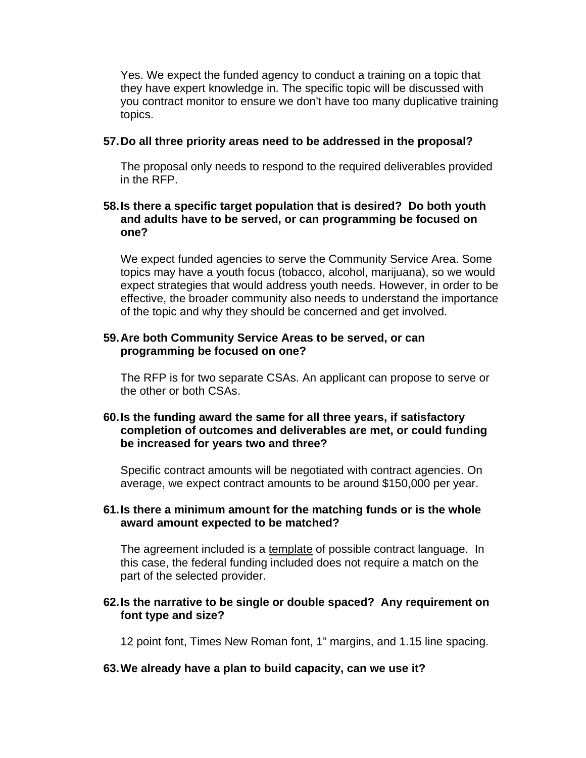Yes. We expect the funded agency to conduct a training on a topic that they have expert knowledge in. The specific topic will be discussed with you contract monitor to ensure we don't have too many duplicative training topics.

**57. Do all three priority areas need to be addressed in the proposal?**

The proposal only needs to respond to the required deliverables provided in the RFP.

**58. Is there a specific target population that is desired? Do both youth and adults have to be served, or can programming be focused on one?**

We expect funded agencies to serve the Community Service Area. Some topics may have a youth focus (tobacco, alcohol, marijuana), so we would expect strategies that would address youth needs. However, in order to be effective, the broader community also needs to understand the importance of the topic and why they should be concerned and get involved.

**59. Are both Community Service Areas to be served, or can programming be focused on one?**

The RFP is for two separate CSAs. An applicant can propose to serve or the other or both CSAs.

**60. Is the funding award the same for all three years, if satisfactory completion of outcomes and deliverables are met, or could funding be increased for years two and three?**

Specific contract amounts will be negotiated with contract agencies. On average, we expect contract amounts to be around $150,000 per year.

**61. Is there a minimum amount for the matching funds or is the whole award amount expected to be matched?**

The agreement included is a <u>template</u> of possible contract language. In this case, the federal funding included does not require a match on the part of the selected provider.

**62. Is the narrative to be single or double spaced? Any requirement on font type and size?**

12 point font, Times New Roman font, 1" margins, and 1.15 line spacing.

**63. We already have a plan to build capacity, can we use it?**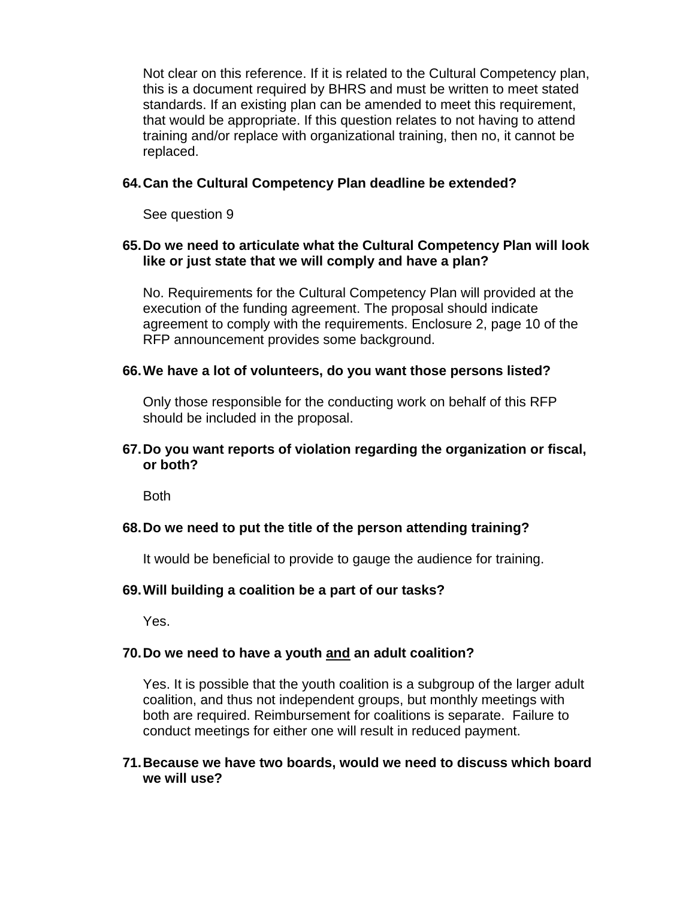Not clear on this reference. If it is related to the Cultural Competency plan, this is a document required by BHRS and must be written to meet stated standards. If an existing plan can be amended to meet this requirement, that would be appropriate. If this question relates to not having to attend training and/or replace with organizational training, then no, it cannot be replaced.

**64. Can the Cultural Competency Plan deadline be extended?**

See question 9

**65. Do we need to articulate what the Cultural Competency Plan will look like or just state that we will comply and have a plan?**

No. Requirements for the Cultural Competency Plan will provided at the execution of the funding agreement. The proposal should indicate agreement to comply with the requirements. Enclosure 2, page 10 of the RFP announcement provides some background.

**66. We have a lot of volunteers, do you want those persons listed?**

Only those responsible for the conducting work on behalf of this RFP should be included in the proposal.

**67. Do you want reports of violation regarding the organization or fiscal, or both?**

Both

**68. Do we need to put the title of the person attending training?**

It would be beneficial to provide to gauge the audience for training.

**69. Will building a coalition be a part of our tasks?**

Yes.

**70. Do we need to have a youth <u>and</u> an adult coalition?**

Yes. It is possible that the youth coalition is a subgroup of the larger adult coalition, and thus not independent groups, but monthly meetings with both are required. Reimbursement for coalitions is separate. Failure to conduct meetings for either one will result in reduced payment.

**71. Because we have two boards, would we need to discuss which board we will use?**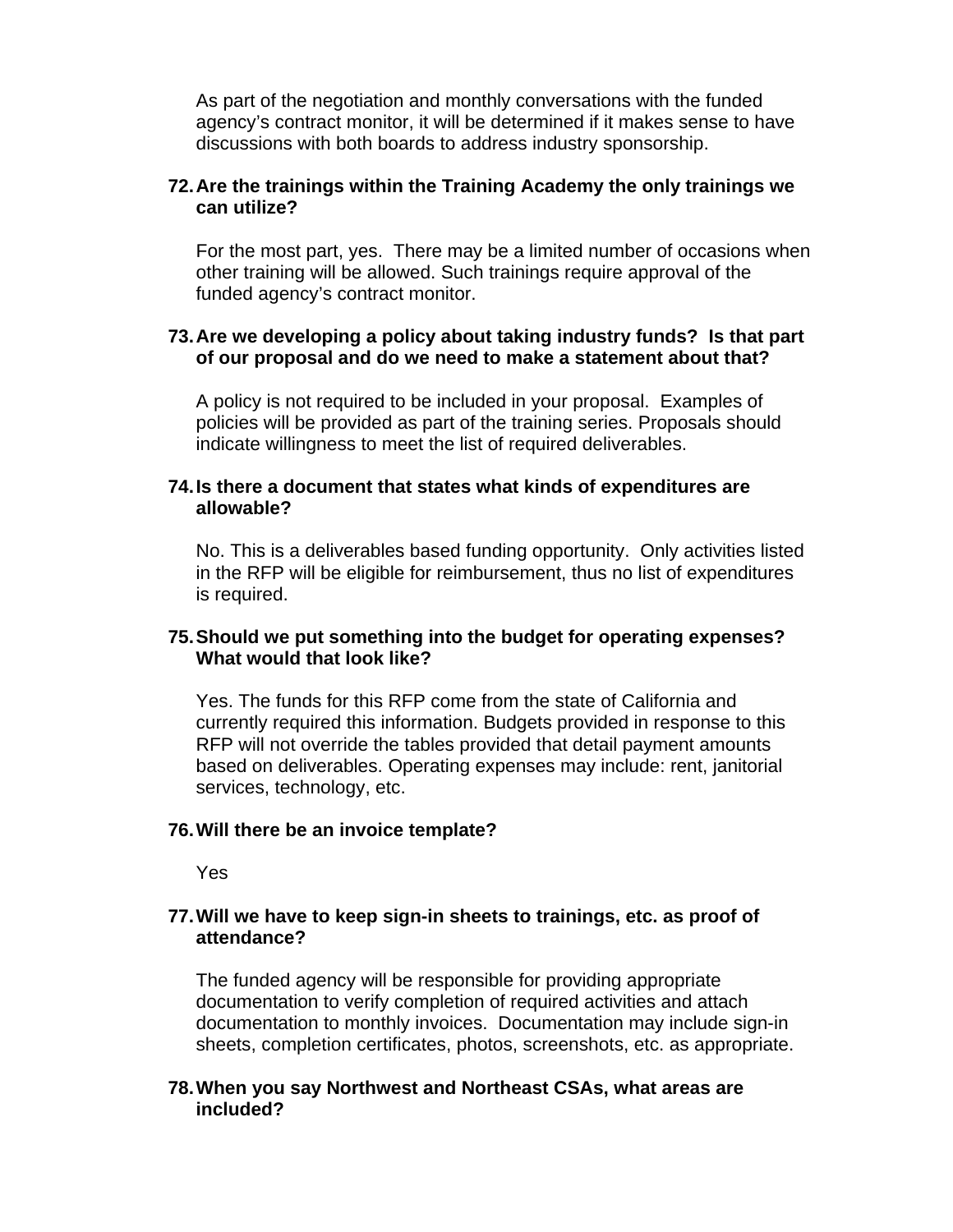As part of the negotiation and monthly conversations with the funded agency's contract monitor, it will be determined if it makes sense to have discussions with both boards to address industry sponsorship.

**72. Are the trainings within the Training Academy the only trainings we can utilize?**

For the most part, yes. There may be a limited number of occasions when other training will be allowed. Such trainings require approval of the funded agency's contract monitor.

**73. Are we developing a policy about taking industry funds? Is that part of our proposal and do we need to make a statement about that?**

A policy is not required to be included in your proposal. Examples of policies will be provided as part of the training series. Proposals should indicate willingness to meet the list of required deliverables.

**74. Is there a document that states what kinds of expenditures are allowable?**

No. This is a deliverables based funding opportunity. Only activities listed in the RFP will be eligible for reimbursement, thus no list of expenditures is required.

**75. Should we put something into the budget for operating expenses? What would that look like?**

Yes. The funds for this RFP come from the state of California and currently required this information. Budgets provided in response to this RFP will not override the tables provided that detail payment amounts based on deliverables. Operating expenses may include: rent, janitorial services, technology, etc.

**76. Will there be an invoice template?**

Yes

**77. Will we have to keep sign-in sheets to trainings, etc. as proof of attendance?**

The funded agency will be responsible for providing appropriate documentation to verify completion of required activities and attach documentation to monthly invoices. Documentation may include sign-in sheets, completion certificates, photos, screenshots, etc. as appropriate.

**78. When you say Northwest and Northeast CSAs, what areas are included?**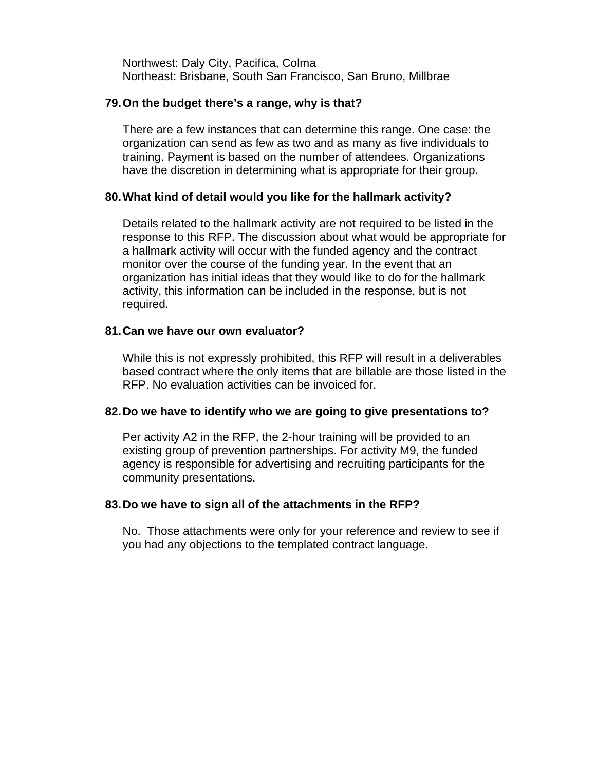Northwest: Daly City, Pacifica, Colma
Northeast: Brisbane, South San Francisco, San Bruno, Millbrae

**79. On the budget there's a range, why is that?**

There are a few instances that can determine this range. One case: the organization can send as few as two and as many as five individuals to training. Payment is based on the number of attendees. Organizations have the discretion in determining what is appropriate for their group.

**80. What kind of detail would you like for the hallmark activity?**

Details related to the hallmark activity are not required to be listed in the response to this RFP. The discussion about what would be appropriate for a hallmark activity will occur with the funded agency and the contract monitor over the course of the funding year. In the event that an organization has initial ideas that they would like to do for the hallmark activity, this information can be included in the response, but is not required.

**81. Can we have our own evaluator?**

While this is not expressly prohibited, this RFP will result in a deliverables based contract where the only items that are billable are those listed in the RFP. No evaluation activities can be invoiced for.

**82. Do we have to identify who we are going to give presentations to?**

Per activity A2 in the RFP, the 2-hour training will be provided to an existing group of prevention partnerships. For activity M9, the funded agency is responsible for advertising and recruiting participants for the community presentations.

**83. Do we have to sign all of the attachments in the RFP?**

No. Those attachments were only for your reference and review to see if you had any objections to the templated contract language.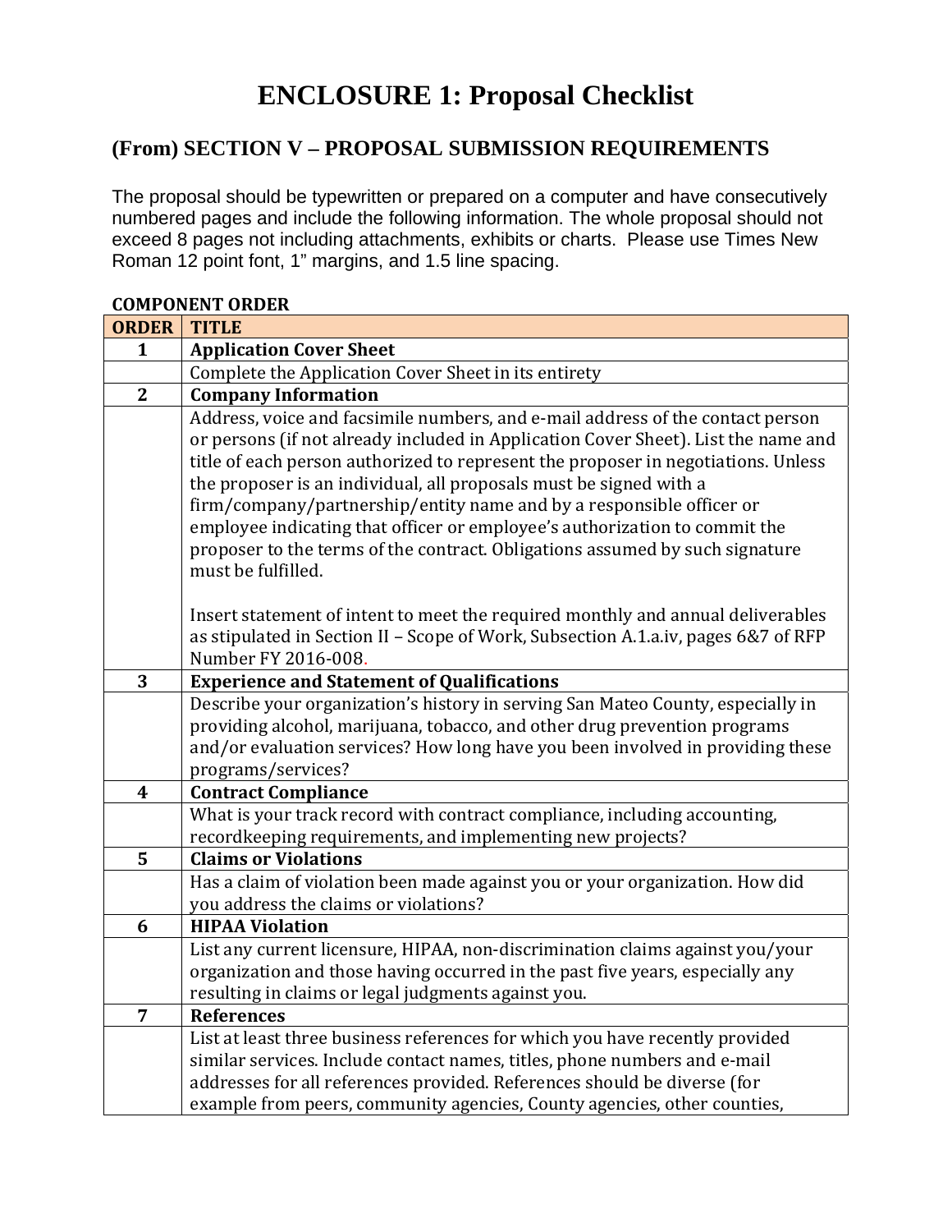# ENCLOSURE 1: Proposal Checklist

## (From) SECTION V – PROPOSAL SUBMISSION REQUIREMENTS

The proposal should be typewritten or prepared on a computer and have consecutively numbered pages and include the following information. The whole proposal should not exceed 8 pages not including attachments, exhibits or charts. Please use Times New Roman 12 point font, 1" margins, and 1.5 line spacing.

**COMPONENT ORDER**

| ORDER | TITLE |
|---|---|
| **1** | **Application Cover Sheet** |
| | Complete the Application Cover Sheet in its entirety |
| **2** | **Company Information** |
| | Address, voice and facsimile numbers, and e-mail address of the contact person or persons (if not already included in Application Cover Sheet). List the name and title of each person authorized to represent the proposer in negotiations. Unless the proposer is an individual, all proposals must be signed with a firm/company/partnership/entity name and by a responsible officer or employee indicating that officer or employee's authorization to commit the proposer to the terms of the contract. Obligations assumed by such signature must be fulfilled.<br><br>Insert statement of intent to meet the required monthly and annual deliverables as stipulated in Section II – Scope of Work, Subsection A.1.a.iv, pages 6&7 of RFP Number FY 2016-008. |
| **3** | **Experience and Statement of Qualifications** |
| | Describe your organization's history in serving San Mateo County, especially in providing alcohol, marijuana, tobacco, and other drug prevention programs and/or evaluation services? How long have you been involved in providing these programs/services? |
| **4** | **Contract Compliance** |
| | What is your track record with contract compliance, including accounting, recordkeeping requirements, and implementing new projects? |
| **5** | **Claims or Violations** |
| | Has a claim of violation been made against you or your organization. How did you address the claims or violations? |
| **6** | **HIPAA Violation** |
| | List any current licensure, HIPAA, non-discrimination claims against you/your organization and those having occurred in the past five years, especially any resulting in claims or legal judgments against you. |
| **7** | **References** |
| | List at least three business references for which you have recently provided similar services. Include contact names, titles, phone numbers and e-mail addresses for all references provided. References should be diverse (for example from peers, community agencies, County agencies, other counties, |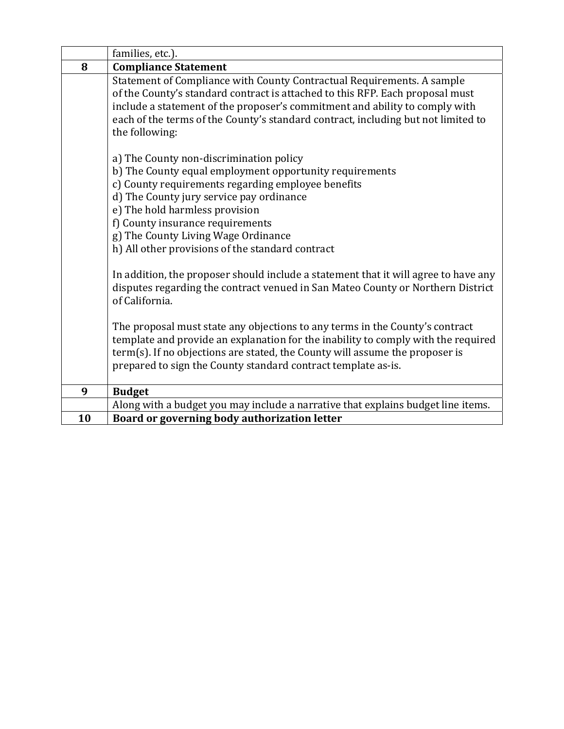| | |
|---|---|
| | families, etc.). |
| **8** | **Compliance Statement** |
| | Statement of Compliance with County Contractual Requirements. A sample of the County's standard contract is attached to this RFP. Each proposal must include a statement of the proposer's commitment and ability to comply with each of the terms of the County's standard contract, including but not limited to the following:<br><br>a) The County non-discrimination policy<br>b) The County equal employment opportunity requirements<br>c) County requirements regarding employee benefits<br>d) The County jury service pay ordinance<br>e) The hold harmless provision<br>f) County insurance requirements<br>g) The County Living Wage Ordinance<br>h) All other provisions of the standard contract<br><br>In addition, the proposer should include a statement that it will agree to have any disputes regarding the contract venued in San Mateo County or Northern District of California.<br><br>The proposal must state any objections to any terms in the County's contract template and provide an explanation for the inability to comply with the required term(s). If no objections are stated, the County will assume the proposer is prepared to sign the County standard contract template as-is. |
| **9** | **Budget** |
| | Along with a budget you may include a narrative that explains budget line items. |
| **10** | **Board or governing body authorization letter** |